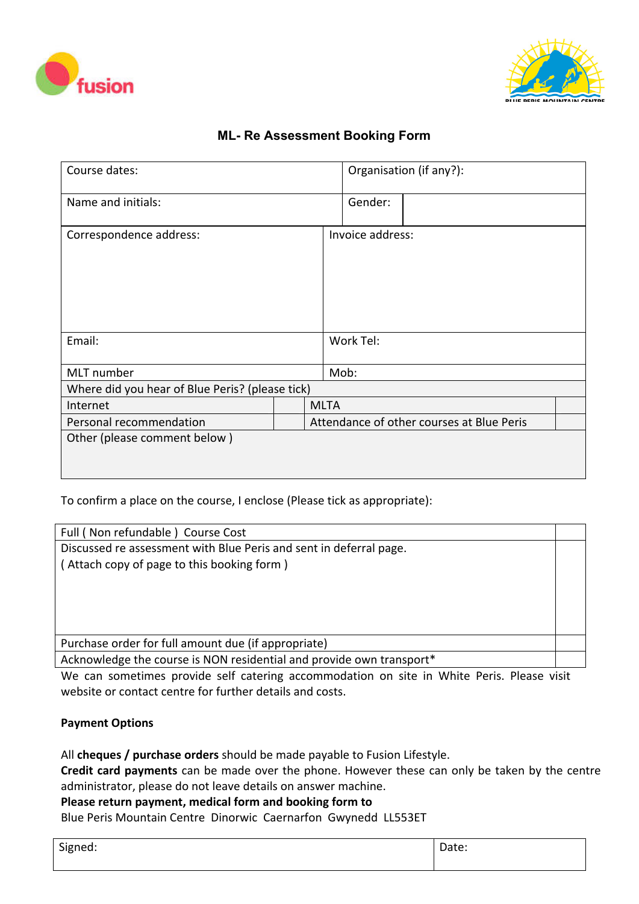## ML- Re Assessment Booking Form

| | |
|---|---|
| Course dates: | Organisation (if any?): |
| Name and initials: | Gender: |
| Correspondence address: | Invoice address: |
| Email: | Work Tel: |
| MLT number | Mob: |

| | | | |
|---|---|---|---|
| Where did you hear of Blue Peris? (please tick) | | | |
| Internet | | MLTA | |
| Personal recommendation | | Attendance of other courses at Blue Peris | |
| Other (please comment below ) | | | |

To confirm a place on the course, I enclose (Please tick as appropriate):

| | |
|---|---|
| Full ( Non refundable ) Course Cost | |
| Discussed re assessment with Blue Peris and sent in deferral page.<br>( Attach copy of page to this booking form ) | |
| Purchase order for full amount due (if appropriate) | |
| Acknowledge the course is NON residential and provide own transport* | |

We can sometimes provide self catering accommodation on site in White Peris. Please visit website or contact centre for further details and costs.

**Payment Options**

All **cheques / purchase orders** should be made payable to Fusion Lifestyle.
**Credit card payments** can be made over the phone. However these can only be taken by the centre administrator, please do not leave details on answer machine.
**Please return payment, medical form and booking form to**
Blue Peris Mountain Centre Dinorwic Caernarfon Gwynedd LL553ET

| | |
|---|---|
| Signed: | Date: |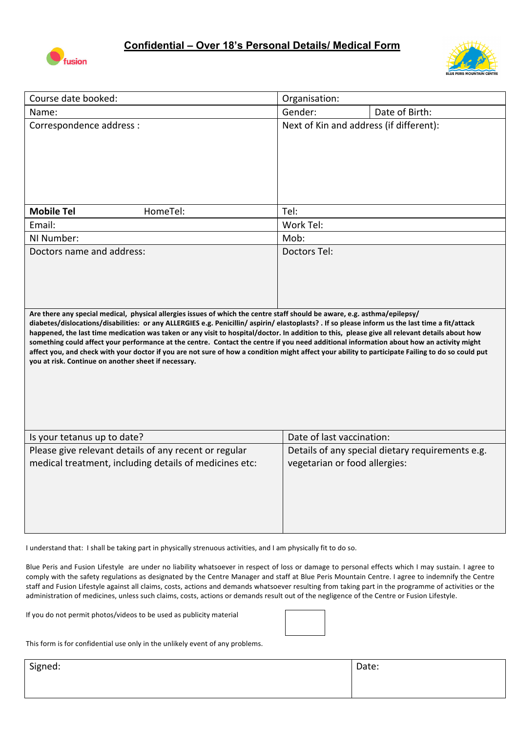# Confidential – Over 18's Personal Details/ Medical Form

| | | |
|---|---|---|
| Course date booked: | Organisation: | |
| Name: | Gender: | Date of Birth: |
| Correspondence address : | Next of Kin and address (if different): | |
| **Mobile Tel** HomeTel: | Tel: | |
| Email: | Work Tel: | |
| NI Number: | Mob: | |
| Doctors name and address: | Doctors Tel: | |

**Are there any special medical, physical allergies issues of which the centre staff should be aware, e.g. asthma/epilepsy/ diabetes/dislocations/disabilities: or any ALLERGIES e.g. Penicillin/ aspirin/ elastoplasts? . If so please inform us the last time a fit/attack happened, the last time medication was taken or any visit to hospital/doctor. In addition to this, please give all relevant details about how something could affect your performance at the centre. Contact the centre if you need additional information about how an activity might affect you, and check with your doctor if you are not sure of how a condition might affect your ability to participate Failing to do so could put you at risk. Continue on another sheet if necessary.**

| | |
|---|---|
| Is your tetanus up to date? | Date of last vaccination: |
| Please give relevant details of any recent or regular medical treatment, including details of medicines etc: | Details of any special dietary requirements e.g. vegetarian or food allergies: |

I understand that: I shall be taking part in physically strenuous activities, and I am physically fit to do so.

Blue Peris and Fusion Lifestyle are under no liability whatsoever in respect of loss or damage to personal effects which I may sustain. I agree to comply with the safety regulations as designated by the Centre Manager and staff at Blue Peris Mountain Centre. I agree to indemnify the Centre staff and Fusion Lifestyle against all claims, costs, actions and demands whatsoever resulting from taking part in the programme of activities or the administration of medicines, unless such claims, costs, actions or demands result out of the negligence of the Centre or Fusion Lifestyle.

If you do not permit photos/videos to be used as publicity material ☐

This form is for confidential use only in the unlikely event of any problems.

| | |
|---|---|
| Signed: | Date: |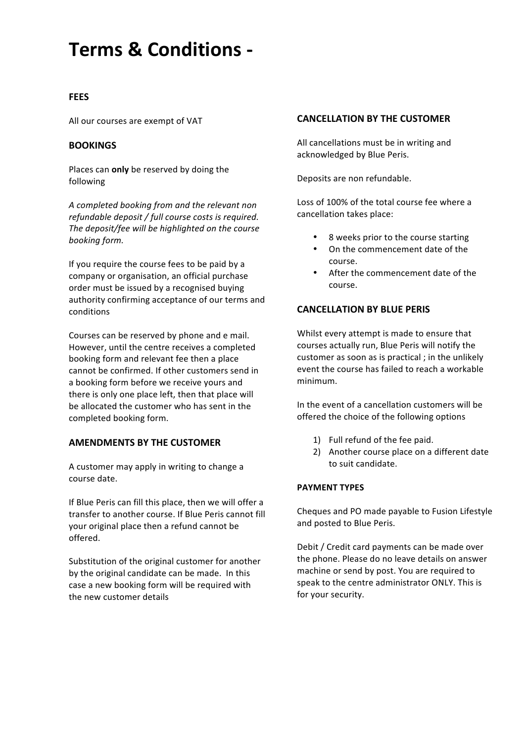# Terms & Conditions -

### FEES

All our courses are exempt of VAT

### BOOKINGS

Places can **only** be reserved by doing the following

*A completed booking from and the relevant non refundable deposit / full course costs is required. The deposit/fee will be highlighted on the course booking form.*

If you require the course fees to be paid by a company or organisation, an official purchase order must be issued by a recognised buying authority confirming acceptance of our terms and conditions

Courses can be reserved by phone and e mail. However, until the centre receives a completed booking form and relevant fee then a place cannot be confirmed. If other customers send in a booking form before we receive yours and there is only one place left, then that place will be allocated the customer who has sent in the completed booking form.

### AMENDMENTS BY THE CUSTOMER

A customer may apply in writing to change a course date.

If Blue Peris can fill this place, then we will offer a transfer to another course. If Blue Peris cannot fill your original place then a refund cannot be offered.

Substitution of the original customer for another by the original candidate can be made. In this case a new booking form will be required with the new customer details

### CANCELLATION BY THE CUSTOMER

All cancellations must be in writing and acknowledged by Blue Peris.

Deposits are non refundable.

Loss of 100% of the total course fee where a cancellation takes place:

- 8 weeks prior to the course starting
- On the commencement date of the course.
- After the commencement date of the course.

### CANCELLATION BY BLUE PERIS

Whilst every attempt is made to ensure that courses actually run, Blue Peris will notify the customer as soon as is practical ; in the unlikely event the course has failed to reach a workable minimum.

In the event of a cancellation customers will be offered the choice of the following options

1) Full refund of the fee paid.
2) Another course place on a different date to suit candidate.

### PAYMENT TYPES

Cheques and PO made payable to Fusion Lifestyle and posted to Blue Peris.

Debit / Credit card payments can be made over the phone. Please do no leave details on answer machine or send by post. You are required to speak to the centre administrator ONLY. This is for your security.